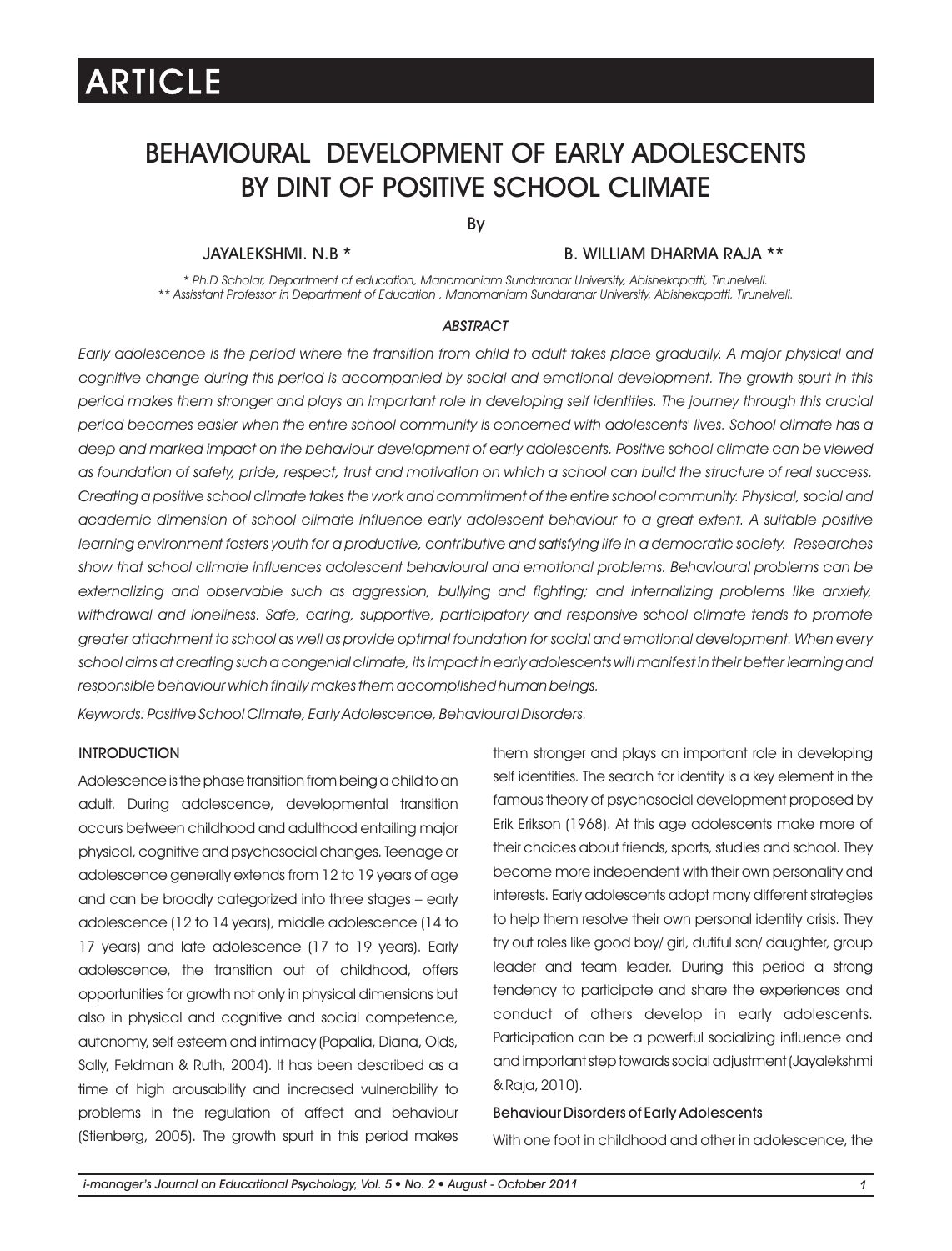ARTICLE

# BEHAVIOURAL DEVELOPMENT OF EARLY ADOLESCENTS BY DINT OF POSITIVE SCHOOL CLIMATE

By

JAYALEKSHMI. N.B *     B. WILLIAM DHARMA RAJA **

*\* Ph.D Scholar, Department of education, Manomaniam Sundaranar University, Abishekapatti, Tirunelveli.*
*\*\* Assisstant Professor in Department of Education , Manomaniam Sundaranar University, Abishekapatti, Tirunelveli.*

### *ABSTRACT*

*Early adolescence is the period where the transition from child to adult takes place gradually. A major physical and cognitive change during this period is accompanied by social and emotional development. The growth spurt in this period makes them stronger and plays an important role in developing self identities. The journey through this crucial period becomes easier when the entire school community is concerned with adolescents' lives. School climate has a deep and marked impact on the behaviour development of early adolescents. Positive school climate can be viewed as foundation of safety, pride, respect, trust and motivation on which a school can build the structure of real success. Creating a positive school climate takes the work and commitment of the entire school community. Physical, social and academic dimension of school climate influence early adolescent behaviour to a great extent. A suitable positive learning environment fosters youth for a productive, contributive and satisfying life in a democratic society. Researches show that school climate influences adolescent behavioural and emotional problems. Behavioural problems can be externalizing and observable such as aggression, bullying and fighting; and internalizing problems like anxiety, withdrawal and loneliness. Safe, caring, supportive, participatory and responsive school climate tends to promote greater attachment to school as well as provide optimal foundation for social and emotional development. When every school aims at creating such a congenial climate, its impact in early adolescents will manifest in their better learning and responsible behaviour which finally makes them accomplished human beings.*

*Keywords: Positive School Climate, Early Adolescence, Behavioural Disorders.*

## INTRODUCTION

Adolescence is the phase transition from being a child to an adult. During adolescence, developmental transition occurs between childhood and adulthood entailing major physical, cognitive and psychosocial changes. Teenage or adolescence generally extends from 12 to 19 years of age and can be broadly categorized into three stages – early adolescence (12 to 14 years), middle adolescence (14 to 17 years) and late adolescence (17 to 19 years). Early adolescence, the transition out of childhood, offers opportunities for growth not only in physical dimensions but also in physical and cognitive and social competence, autonomy, self esteem and intimacy (Papalia, Diana, Olds, Sally, Feldman & Ruth, 2004). It has been described as a time of high arousability and increased vulnerability to problems in the regulation of affect and behaviour (Stienberg, 2005). The growth spurt in this period makes them stronger and plays an important role in developing self identities. The search for identity is a key element in the famous theory of psychosocial development proposed by Erik Erikson (1968). At this age adolescents make more of their choices about friends, sports, studies and school. They become more independent with their own personality and interests. Early adolescents adopt many different strategies to help them resolve their own personal identity crisis. They try out roles like good boy/ girl, dutiful son/ daughter, group leader and team leader. During this period a strong tendency to participate and share the experiences and conduct of others develop in early adolescents. Participation can be a powerful socializing influence and and important step towards social adjustment (Jayalekshmi & Raja, 2010).

### Behaviour Disorders of Early Adolescents

With one foot in childhood and other in adolescence, the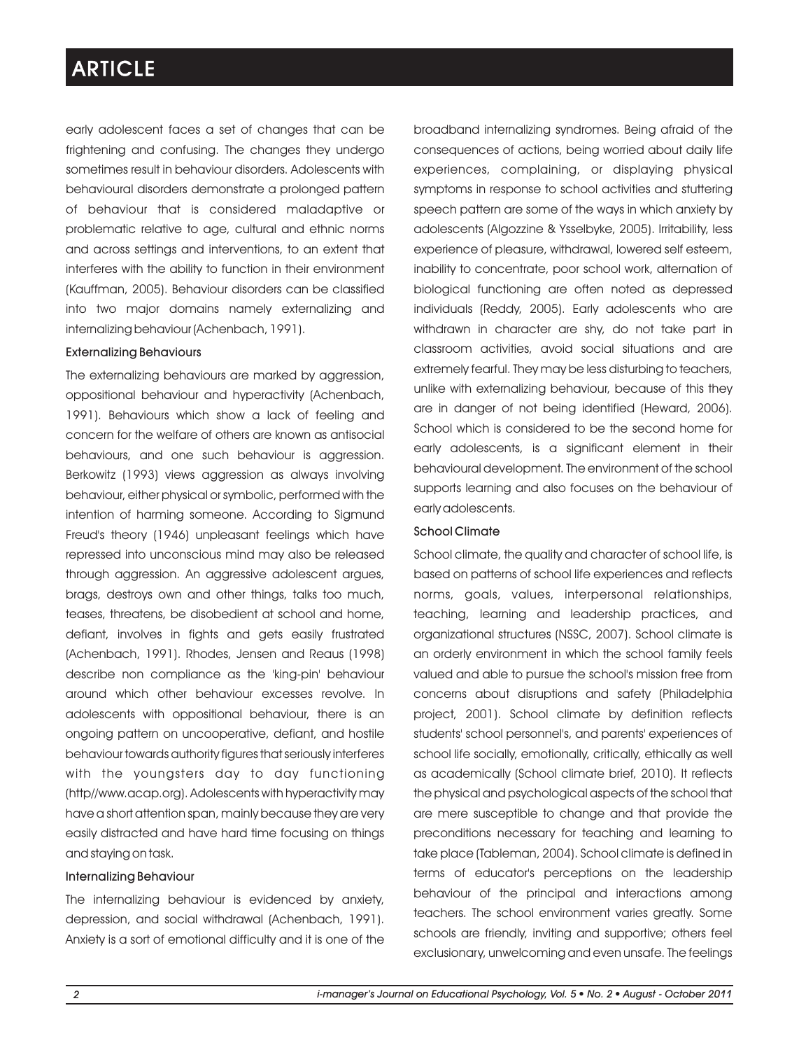early adolescent faces a set of changes that can be frightening and confusing. The changes they undergo sometimes result in behaviour disorders. Adolescents with behavioural disorders demonstrate a prolonged pattern of behaviour that is considered maladaptive or problematic relative to age, cultural and ethnic norms and across settings and interventions, to an extent that interferes with the ability to function in their environment (Kauffman, 2005). Behaviour disorders can be classified into two major domains namely externalizing and internalizing behaviour (Achenbach, 1991).

### Externalizing Behaviours

The externalizing behaviours are marked by aggression, oppositional behaviour and hyperactivity (Achenbach, 1991). Behaviours which show a lack of feeling and concern for the welfare of others are known as antisocial behaviours, and one such behaviour is aggression. Berkowitz (1993) views aggression as always involving behaviour, either physical or symbolic, performed with the intention of harming someone. According to Sigmund Freud's theory (1946) unpleasant feelings which have repressed into unconscious mind may also be released through aggression. An aggressive adolescent argues, brags, destroys own and other things, talks too much, teases, threatens, be disobedient at school and home, defiant, involves in fights and gets easily frustrated (Achenbach, 1991). Rhodes, Jensen and Reaus (1998) describe non compliance as the 'king-pin' behaviour around which other behaviour excesses revolve. In adolescents with oppositional behaviour, there is an ongoing pattern on uncooperative, defiant, and hostile behaviour towards authority figures that seriously interferes with the youngsters day to day functioning (http//www.acap.org). Adolescents with hyperactivity may have a short attention span, mainly because they are very easily distracted and have hard time focusing on things and staying on task.

### Internalizing Behaviour

The internalizing behaviour is evidenced by anxiety, depression, and social withdrawal (Achenbach, 1991). Anxiety is a sort of emotional difficulty and it is one of the broadband internalizing syndromes. Being afraid of the consequences of actions, being worried about daily life experiences, complaining, or displaying physical symptoms in response to school activities and stuttering speech pattern are some of the ways in which anxiety by adolescents (Algozzine & Ysselbyke, 2005). Irritability, less experience of pleasure, withdrawal, lowered self esteem, inability to concentrate, poor school work, alternation of biological functioning are often noted as depressed individuals (Reddy, 2005). Early adolescents who are withdrawn in character are shy, do not take part in classroom activities, avoid social situations and are extremely fearful. They may be less disturbing to teachers, unlike with externalizing behaviour, because of this they are in danger of not being identified (Heward, 2006). School which is considered to be the second home for early adolescents, is a significant element in their behavioural development. The environment of the school supports learning and also focuses on the behaviour of early adolescents.

### School Climate

School climate, the quality and character of school life, is based on patterns of school life experiences and reflects norms, goals, values, interpersonal relationships, teaching, learning and leadership practices, and organizational structures (NSSC, 2007). School climate is an orderly environment in which the school family feels valued and able to pursue the school's mission free from concerns about disruptions and safety (Philadelphia project, 2001). School climate by definition reflects students' school personnel's, and parents' experiences of school life socially, emotionally, critically, ethically as well as academically (School climate brief, 2010). It reflects the physical and psychological aspects of the school that are mere susceptible to change and that provide the preconditions necessary for teaching and learning to take place (Tableman, 2004). School climate is defined in terms of educator's perceptions on the leadership behaviour of the principal and interactions among teachers. The school environment varies greatly. Some schools are friendly, inviting and supportive; others feel exclusionary, unwelcoming and even unsafe. The feelings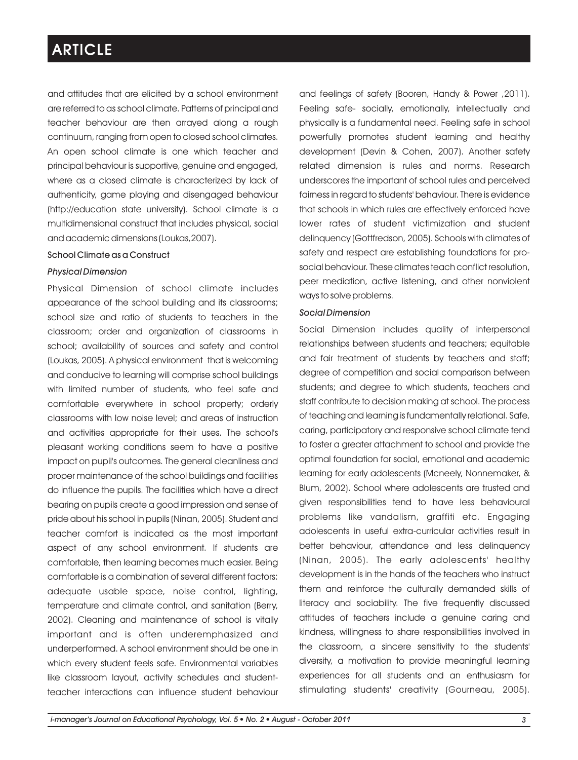and attitudes that are elicited by a school environment are referred to as school climate. Patterns of principal and teacher behaviour are then arrayed along a rough continuum, ranging from open to closed school climates. An open school climate is one which teacher and principal behaviour is supportive, genuine and engaged, where as a closed climate is characterized by lack of authenticity, game playing and disengaged behaviour (http://education state university). School climate is a multidimensional construct that includes physical, social and academic dimensions (Loukas, 2007).

## School Climate as a Construct

### *Physical Dimension*

Physical Dimension of school climate includes appearance of the school building and its classrooms; school size and ratio of students to teachers in the classroom; order and organization of classrooms in school; availability of sources and safety and control (Loukas, 2005). A physical environment that is welcoming and conducive to learning will comprise school buildings with limited number of students, who feel safe and comfortable everywhere in school property; orderly classrooms with low noise level; and areas of instruction and activities appropriate for their uses. The school's pleasant working conditions seem to have a positive impact on pupil's outcomes. The general cleanliness and proper maintenance of the school buildings and facilities do influence the pupils. The facilities which have a direct bearing on pupils create a good impression and sense of pride about his school in pupils (Ninan, 2005). Student and teacher comfort is indicated as the most important aspect of any school environment. If students are comfortable, then learning becomes much easier. Being comfortable is a combination of several different factors: adequate usable space, noise control, lighting, temperature and climate control, and sanitation (Berry, 2002). Cleaning and maintenance of school is vitally important and is often underemphasized and underperformed. A school environment should be one in which every student feels safe. Environmental variables like classroom layout, activity schedules and student-teacher interactions can influence student behaviour and feelings of safety (Booren, Handy & Power ,2011). Feeling safe- socially, emotionally, intellectually and physically is a fundamental need. Feeling safe in school powerfully promotes student learning and healthy development (Devin & Cohen, 2007). Another safety related dimension is rules and norms. Research underscores the important of school rules and perceived fairness in regard to students' behaviour. There is evidence that schools in which rules are effectively enforced have lower rates of student victimization and student delinquency (Gottfredson, 2005). Schools with climates of safety and respect are establishing foundations for pro-social behaviour. These climates teach conflict resolution, peer mediation, active listening, and other nonviolent ways to solve problems.

### *Social Dimension*

Social Dimension includes quality of interpersonal relationships between students and teachers; equitable and fair treatment of students by teachers and staff; degree of competition and social comparison between students; and degree to which students, teachers and staff contribute to decision making at school. The process of teaching and learning is fundamentally relational. Safe, caring, participatory and responsive school climate tend to foster a greater attachment to school and provide the optimal foundation for social, emotional and academic learning for early adolescents (Mcneely, Nonnemaker, & Blum, 2002). School where adolescents are trusted and given responsibilities tend to have less behavioural problems like vandalism, graffiti etc. Engaging adolescents in useful extra-curricular activities result in better behaviour, attendance and less delinquency (Ninan, 2005). The early adolescents' healthy development is in the hands of the teachers who instruct them and reinforce the culturally demanded skills of literacy and sociability. The five frequently discussed attitudes of teachers include a genuine caring and kindness, willingness to share responsibilities involved in the classroom, a sincere sensitivity to the students' diversity, a motivation to provide meaningful learning experiences for all students and an enthusiasm for stimulating students' creativity (Gourneau, 2005).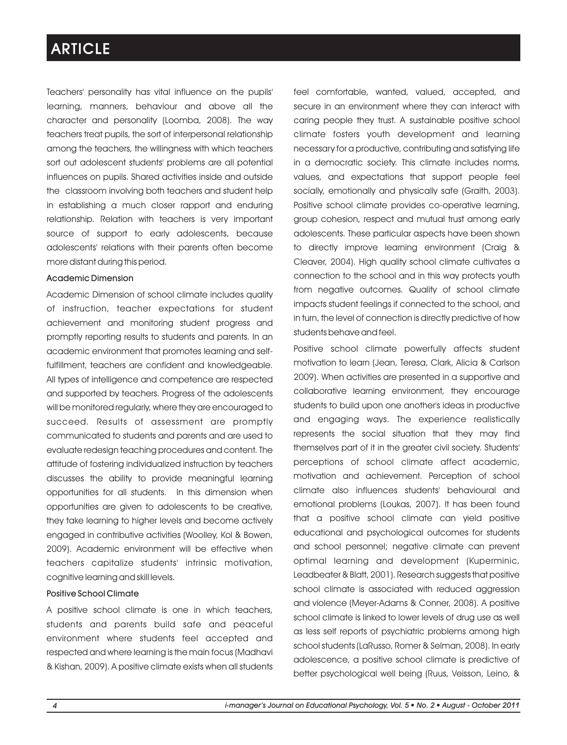Teachers' personality has vital influence on the pupils' learning, manners, behaviour and above all the character and personality (Loomba, 2008). The way teachers treat pupils, the sort of interpersonal relationship among the teachers, the willingness with which teachers sort out adolescent students' problems are all potential influences on pupils. Shared activities inside and outside the classroom involving both teachers and student help in establishing a much closer rapport and enduring relationship. Relation with teachers is very important source of support to early adolescents, because adolescents' relations with their parents often become more distant during this period.

### Academic Dimension

Academic Dimension of school climate includes quality of instruction, teacher expectations for student achievement and monitoring student progress and promptly reporting results to students and parents. In an academic environment that promotes learning and self-fulfillment, teachers are confident and knowledgeable. All types of intelligence and competence are respected and supported by teachers. Progress of the adolescents will be monitored regularly, where they are encouraged to succeed. Results of assessment are promptly communicated to students and parents and are used to evaluate redesign teaching procedures and content. The attitude of fostering individualized instruction by teachers discusses the ability to provide meaningful learning opportunities for all students. In this dimension when opportunities are given to adolescents to be creative, they take learning to higher levels and become actively engaged in contributive activities (Woolley, Kol & Bowen, 2009). Academic environment will be effective when teachers capitalize students' intrinsic motivation, cognitive learning and skill levels.

### Positive School Climate

A positive school climate is one in which teachers, students and parents build safe and peaceful environment where students feel accepted and respected and where learning is the main focus (Madhavi & Kishan, 2009). A positive climate exists when all students feel comfortable, wanted, valued, accepted, and secure in an environment where they can interact with caring people they trust. A sustainable positive school climate fosters youth development and learning necessary for a productive, contributing and satisfying life in a democratic society. This climate includes norms, values, and expectations that support people feel socially, emotionally and physically safe (Graith, 2003). Positive school climate provides co-operative learning, group cohesion, respect and mutual trust among early adolescents. These particular aspects have been shown to directly improve learning environment (Craig & Cleaver, 2004). High quality school climate cultivates a connection to the school and in this way protects youth from negative outcomes. Quality of school climate impacts student feelings if connected to the school, and in turn, the level of connection is directly predictive of how students behave and feel.

Positive school climate powerfully affects student motivation to learn (Jean, Teresa, Clark, Alicia & Carlson 2009). When activities are presented in a supportive and collaborative learning environment, they encourage students to build upon one another's ideas in productive and engaging ways. The experience realistically represents the social situation that they may find themselves part of it in the greater civil society. Students' perceptions of school climate affect academic, motivation and achievement. Perception of school climate also influences students' behavioural and emotional problems (Loukas, 2007). It has been found that a positive school climate can yield positive educational and psychological outcomes for students and school personnel; negative climate can prevent optimal learning and development (Kuperminic, Leadbeater & Blatt, 2001). Research suggests that positive school climate is associated with reduced aggression and violence (Meyer-Adams & Conner, 2008). A positive school climate is linked to lower levels of drug use as well as less self reports of psychiatric problems among high school students (LaRusso, Romer & Selman, 2008). In early adolescence, a positive school climate is predictive of better psychological well being (Ruus, Veisson, Leino, &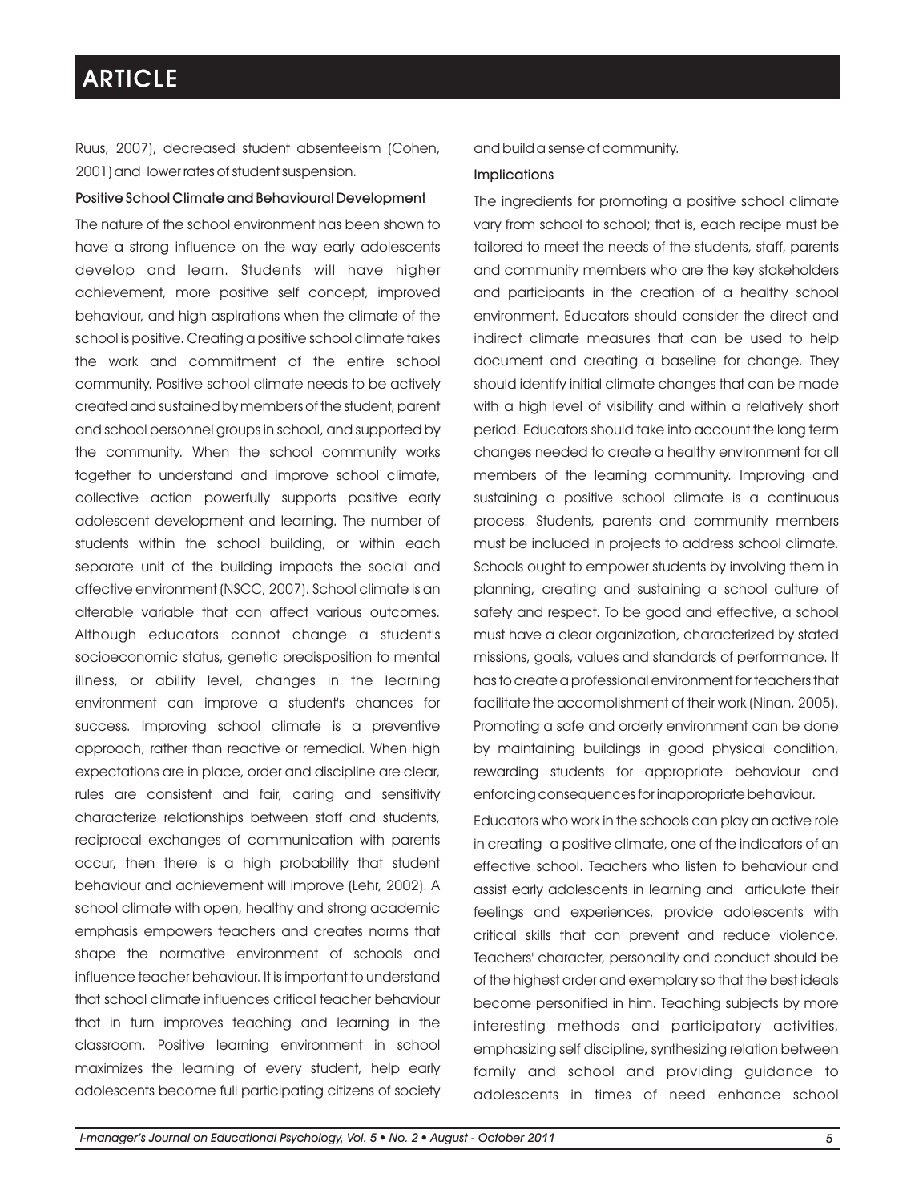Ruus, 2007), decreased student absenteeism (Cohen, 2001) and lower rates of student suspension.

### Positive School Climate and Behavioural Development

The nature of the school environment has been shown to have a strong influence on the way early adolescents develop and learn. Students will have higher achievement, more positive self concept, improved behaviour, and high aspirations when the climate of the school is positive. Creating a positive school climate takes the work and commitment of the entire school community. Positive school climate needs to be actively created and sustained by members of the student, parent and school personnel groups in school, and supported by the community. When the school community works together to understand and improve school climate, collective action powerfully supports positive early adolescent development and learning. The number of students within the school building, or within each separate unit of the building impacts the social and affective environment (NSCC, 2007). School climate is an alterable variable that can affect various outcomes. Although educators cannot change a student's socioeconomic status, genetic predisposition to mental illness, or ability level, changes in the learning environment can improve a student's chances for success. Improving school climate is a preventive approach, rather than reactive or remedial. When high expectations are in place, order and discipline are clear, rules are consistent and fair, caring and sensitivity characterize relationships between staff and students, reciprocal exchanges of communication with parents occur, then there is a high probability that student behaviour and achievement will improve (Lehr, 2002). A school climate with open, healthy and strong academic emphasis empowers teachers and creates norms that shape the normative environment of schools and influence teacher behaviour. It is important to understand that school climate influences critical teacher behaviour that in turn improves teaching and learning in the classroom. Positive learning environment in school maximizes the learning of every student, help early adolescents become full participating citizens of society and build a sense of community.

### Implications

The ingredients for promoting a positive school climate vary from school to school; that is, each recipe must be tailored to meet the needs of the students, staff, parents and community members who are the key stakeholders and participants in the creation of a healthy school environment. Educators should consider the direct and indirect climate measures that can be used to help document and creating a baseline for change. They should identify initial climate changes that can be made with a high level of visibility and within a relatively short period. Educators should take into account the long term changes needed to create a healthy environment for all members of the learning community. Improving and sustaining a positive school climate is a continuous process. Students, parents and community members must be included in projects to address school climate. Schools ought to empower students by involving them in planning, creating and sustaining a school culture of safety and respect. To be good and effective, a school must have a clear organization, characterized by stated missions, goals, values and standards of performance. It has to create a professional environment for teachers that facilitate the accomplishment of their work (Ninan, 2005). Promoting a safe and orderly environment can be done by maintaining buildings in good physical condition, rewarding students for appropriate behaviour and enforcing consequences for inappropriate behaviour.

Educators who work in the schools can play an active role in creating a positive climate, one of the indicators of an effective school. Teachers who listen to behaviour and assist early adolescents in learning and articulate their feelings and experiences, provide adolescents with critical skills that can prevent and reduce violence. Teachers' character, personality and conduct should be of the highest order and exemplary so that the best ideals become personified in him. Teaching subjects by more interesting methods and participatory activities, emphasizing self discipline, synthesizing relation between family and school and providing guidance to adolescents in times of need enhance school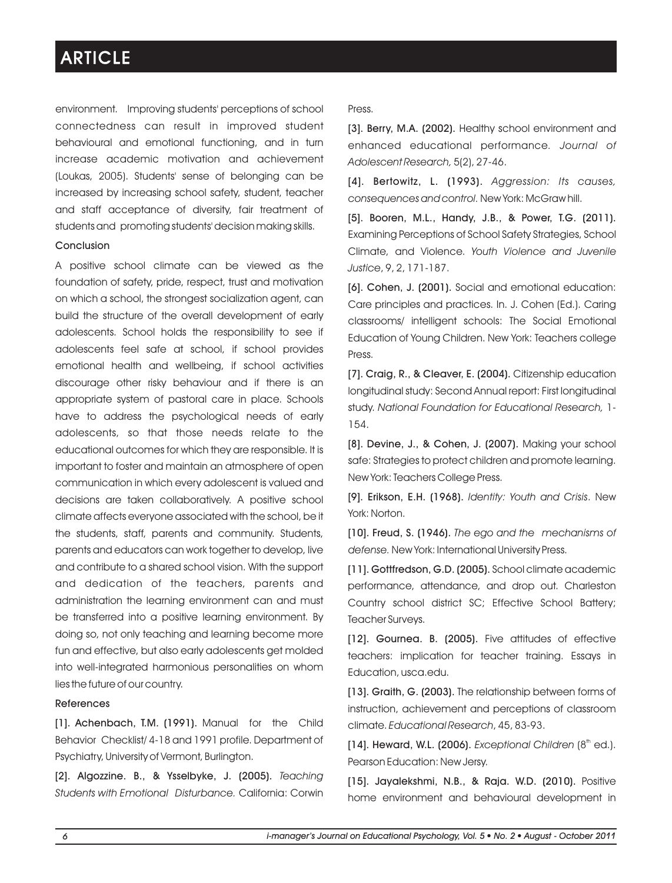environment. Improving students' perceptions of school connectedness can result in improved student behavioural and emotional functioning, and in turn increase academic motivation and achievement (Loukas, 2005). Students' sense of belonging can be increased by increasing school safety, student, teacher and staff acceptance of diversity, fair treatment of students and promoting students' decision making skills.

### Conclusion

A positive school climate can be viewed as the foundation of safety, pride, respect, trust and motivation on which a school, the strongest socialization agent, can build the structure of the overall development of early adolescents. School holds the responsibility to see if adolescents feel safe at school, if school provides emotional health and wellbeing, if school activities discourage other risky behaviour and if there is an appropriate system of pastoral care in place. Schools have to address the psychological needs of early adolescents, so that those needs relate to the educational outcomes for which they are responsible. It is important to foster and maintain an atmosphere of open communication in which every adolescent is valued and decisions are taken collaboratively. A positive school climate affects everyone associated with the school, be it the students, staff, parents and community. Students, parents and educators can work together to develop, live and contribute to a shared school vision. With the support and dedication of the teachers, parents and administration the learning environment can and must be transferred into a positive learning environment. By doing so, not only teaching and learning become more fun and effective, but also early adolescents get molded into well-integrated harmonious personalities on whom lies the future of our country.

### References

[1]. **Achenbach, T.M. (1991).** Manual for the Child Behavior Checklist/ 4-18 and 1991 profile. Department of Psychiatry, University of Vermont, Burlington.

[2]. **Algozzine. B., & Ysselbyke, J. (2005).** *Teaching Students with Emotional Disturbance.* California: Corwin Press.

[3]. **Berry, M.A. (2002).** Healthy school environment and enhanced educational performance. *Journal of Adolescent Research,* 5(2), 27-46.

[4]. **Bertowitz, L. (1993).** *Aggression: Its causes, consequences and control.* New York: McGraw hill.

[5]. **Booren, M.L., Handy, J.B., & Power, T.G. (2011).** Examining Perceptions of School Safety Strategies, School Climate, and Violence. *Youth Violence and Juvenile Justice*, 9, 2, 171-187.

[6]. **Cohen, J. (2001).** Social and emotional education: Care principles and practices. In. J. Cohen (Ed.). Caring classrooms/ intelligent schools: The Social Emotional Education of Young Children. New York: Teachers college Press.

[7]. **Craig, R., & Cleaver, E. (2004).** Citizenship education longitudinal study: Second Annual report: First longitudinal study. *National Foundation for Educational Research,* 1-154.

[8]. **Devine, J., & Cohen, J. (2007).** Making your school safe: Strategies to protect children and promote learning. New York: Teachers College Press.

[9]. **Erikson, E.H. (1968).** *Identity: Youth and Crisis*. New York: Norton.

[10]. **Freud, S. (1946).** *The ego and the mechanisms of defense.* New York: International University Press.

[11]. **Gottfredson, G.D. (2005).** School climate academic performance, attendance, and drop out. Charleston Country school district SC; Effective School Battery; Teacher Surveys.

[12]. **Gournea. B. (2005).** Five attitudes of effective teachers: implication for teacher training. Essays in Education, usca.edu.

[13]. **Graith, G. (2003).** The relationship between forms of instruction, achievement and perceptions of classroom climate. *Educational Research*, 45, 83-93.

[14]. **Heward, W.L. (2006).** *Exceptional Children* (8th ed.). Pearson Education: New Jersy.

[15]. **Jayalekshmi, N.B., & Raja. W.D. (2010).** Positive home environment and behavioural development in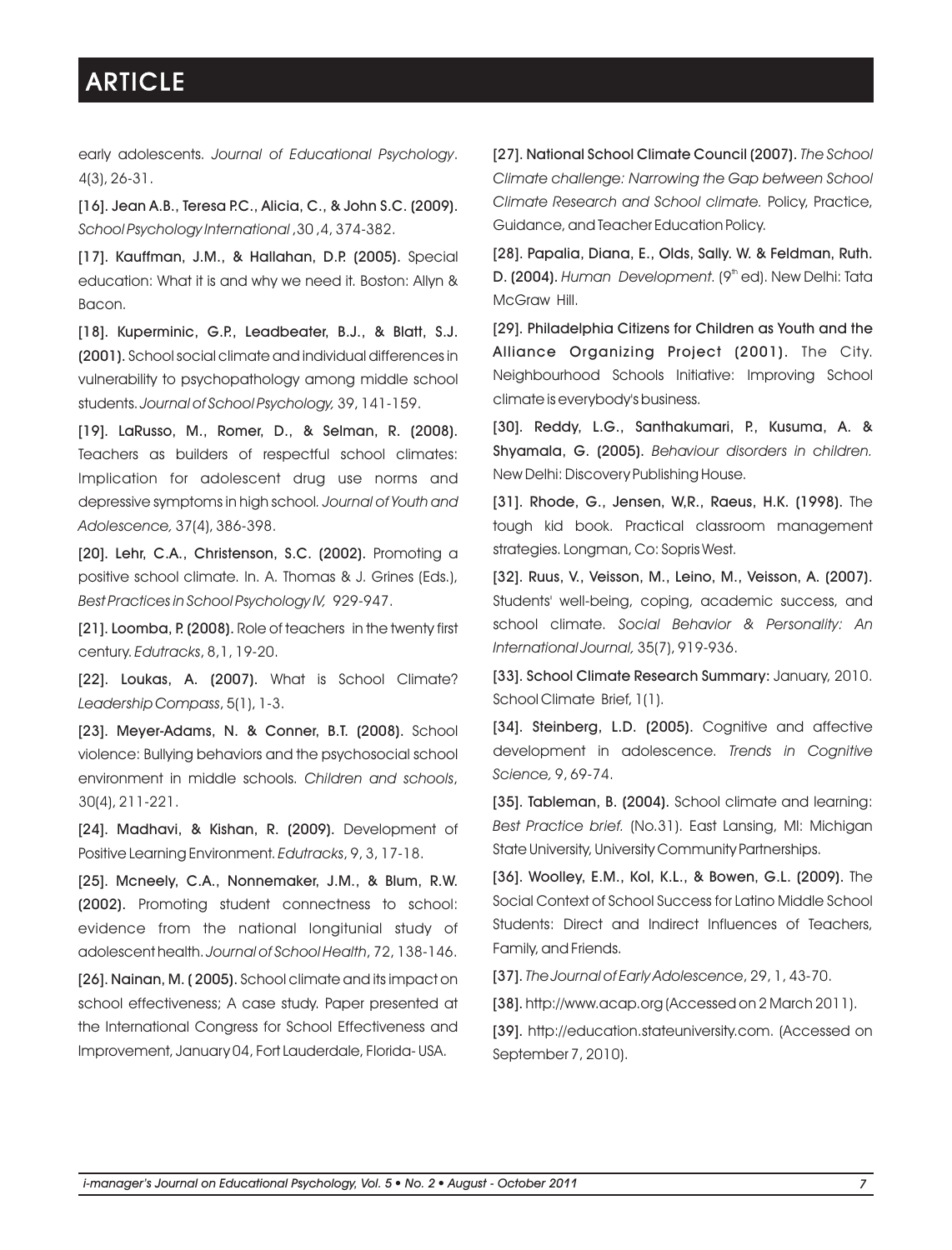early adolescents. *Journal of Educational Psychology*. 4(3), 26-31.

**[16]. Jean A.B., Teresa P.C., Alicia, C., & John S.C. (2009).** *School Psychology International* ,30 ,4, 374-382.

**[17]. Kauffman, J.M., & Hallahan, D.P. (2005).** Special education: What it is and why we need it. Boston: Allyn & Bacon.

**[18]. Kuperminic, G.P., Leadbeater, B.J., & Blatt, S.J. (2001).** School social climate and individual differences in vulnerability to psychopathology among middle school students. *Journal of School Psychology,* 39, 141-159.

**[19]. LaRusso, M., Romer, D., & Selman, R. (2008).** Teachers as builders of respectful school climates: Implication for adolescent drug use norms and depressive symptoms in high school. *Journal of Youth and Adolescence,* 37(4), 386-398.

**[20]. Lehr, C.A., Christenson, S.C. (2002).** Promoting a positive school climate. In. A. Thomas & J. Grines (Eds.), *Best Practices in School Psychology IV,* 929-947.

**[21]. Loomba, P. (2008).** Role of teachers in the twenty first century. *Edutracks*, 8,1, 19-20.

**[22]. Loukas, A. (2007).** What is School Climate? *Leadership Compass*, 5(1), 1-3.

**[23]. Meyer-Adams, N. & Conner, B.T. (2008).** School violence: Bullying behaviors and the psychosocial school environment in middle schools. *Children and schools*, 30(4), 211-221.

**[24]. Madhavi, & Kishan, R. (2009).** Development of Positive Learning Environment. *Edutracks*, 9, 3, 17-18.

**[25]. Mcneely, C.A., Nonnemaker, J.M., & Blum, R.W. (2002).** Promoting student connectness to school: evidence from the national longitunial study of adolescent health. *Journal of School Health*, 72, 138-146.

**[26]. Nainan, M. ( 2005).** School climate and its impact on school effectiveness; A case study. Paper presented at the International Congress for School Effectiveness and Improvement, January 04, Fort Lauderdale, Florida- USA.

**[27]. National School Climate Council (2007).** *The School Climate challenge: Narrowing the Gap between School Climate Research and School climate.* Policy, Practice, Guidance, and Teacher Education Policy.

**[28]. Papalia, Diana, E., Olds, Sally. W. & Feldman, Ruth. D. (2004).** *Human Development*. (9th ed). New Delhi: Tata McGraw Hill.

**[29]. Philadelphia Citizens for Children as Youth and the Alliance Organizing Project (2001).** The City. Neighbourhood Schools Initiative: Improving School climate is everybody's business.

**[30]. Reddy, L.G., Santhakumari, P., Kusuma, A. & Shyamala, G. (2005).** *Behaviour disorders in children.* New Delhi: Discovery Publishing House.

**[31]. Rhode, G., Jensen, W,R., Raeus, H.K. (1998).** The tough kid book. Practical classroom management strategies. Longman, Co: Sopris West.

**[32]. Ruus, V., Veisson, M., Leino, M., Veisson, A. (2007).** Students' well-being, coping, academic success, and school climate. *Social Behavior & Personality: An International Journal,* 35(7), 919-936.

**[33]. School Climate Research Summary:** January, 2010. School Climate Brief, 1(1).

**[34]. Steinberg, L.D. (2005).** Cognitive and affective development in adolescence. *Trends in Cognitive Science,* 9, 69-74.

**[35]. Tableman, B. (2004).** School climate and learning: *Best Practice brief.* (No.31). East Lansing, MI: Michigan State University, University Community Partnerships.

**[36]. Woolley, E.M., Kol, K.L., & Bowen, G.L. (2009).** The Social Context of School Success for Latino Middle School Students: Direct and Indirect Influences of Teachers, Family, and Friends.

**[37].** *The Journal of Early Adolescence*, 29, 1, 43-70.

**[38].** http://www.acap.org (Accessed on 2 March 2011).

**[39].** http://education.stateuniversity.com. (Accessed on September 7, 2010).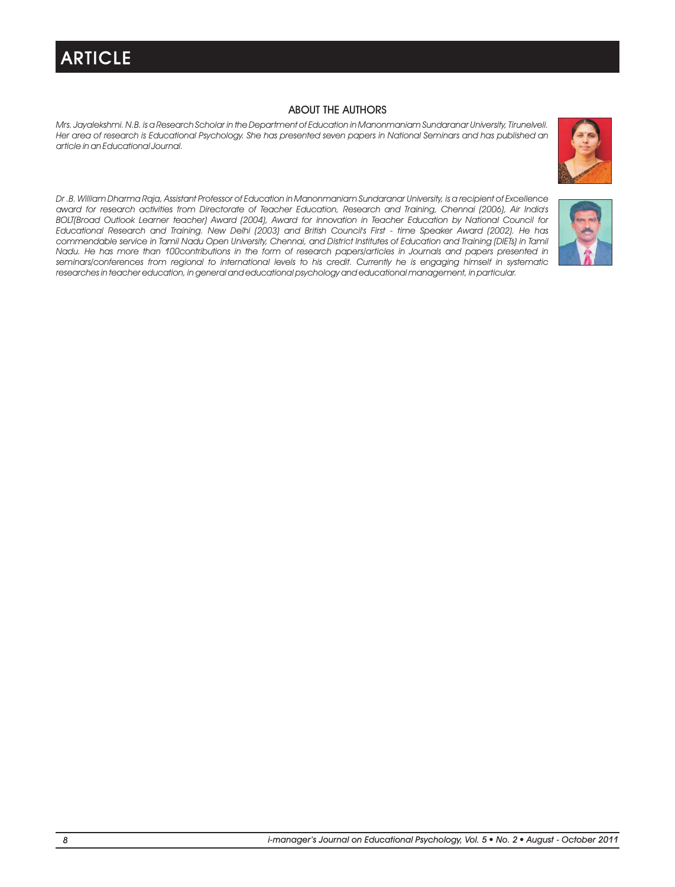## ABOUT THE AUTHORS

*Mrs. Jayalekshmi. N.B. is a Research Scholar in the Department of Education in Manonmaniam Sundaranar University, Tirunelveli. Her area of research is Educational Psychology. She has presented seven papers in National Seminars and has published an article in an Educational Journal.*

*Dr .B. William Dharma Raja, Assistant Professor of Education in Manonmaniam Sundaranar University, is a recipient of Excellence award for research activities from Directorate of Teacher Education, Research and Training, Chennai (2006), Air India's BOLT(Broad Outlook Learner teacher) Award (2004), Award for innovation in Teacher Education by National Council for Educational Research and Training. New Delhi (2003) and British Council's First - time Speaker Award (2002). He has commendable service in Tamil Nadu Open University, Chennai, and District Institutes of Education and Training (DIETs) in Tamil Nadu. He has more than 100contributions in the form of research papers/articles in Journals and papers presented in seminars/conferences from regional to international levels to his credit. Currently he is engaging himself in systematic researches in teacher education, in general and educational psychology and educational management, in particular.*